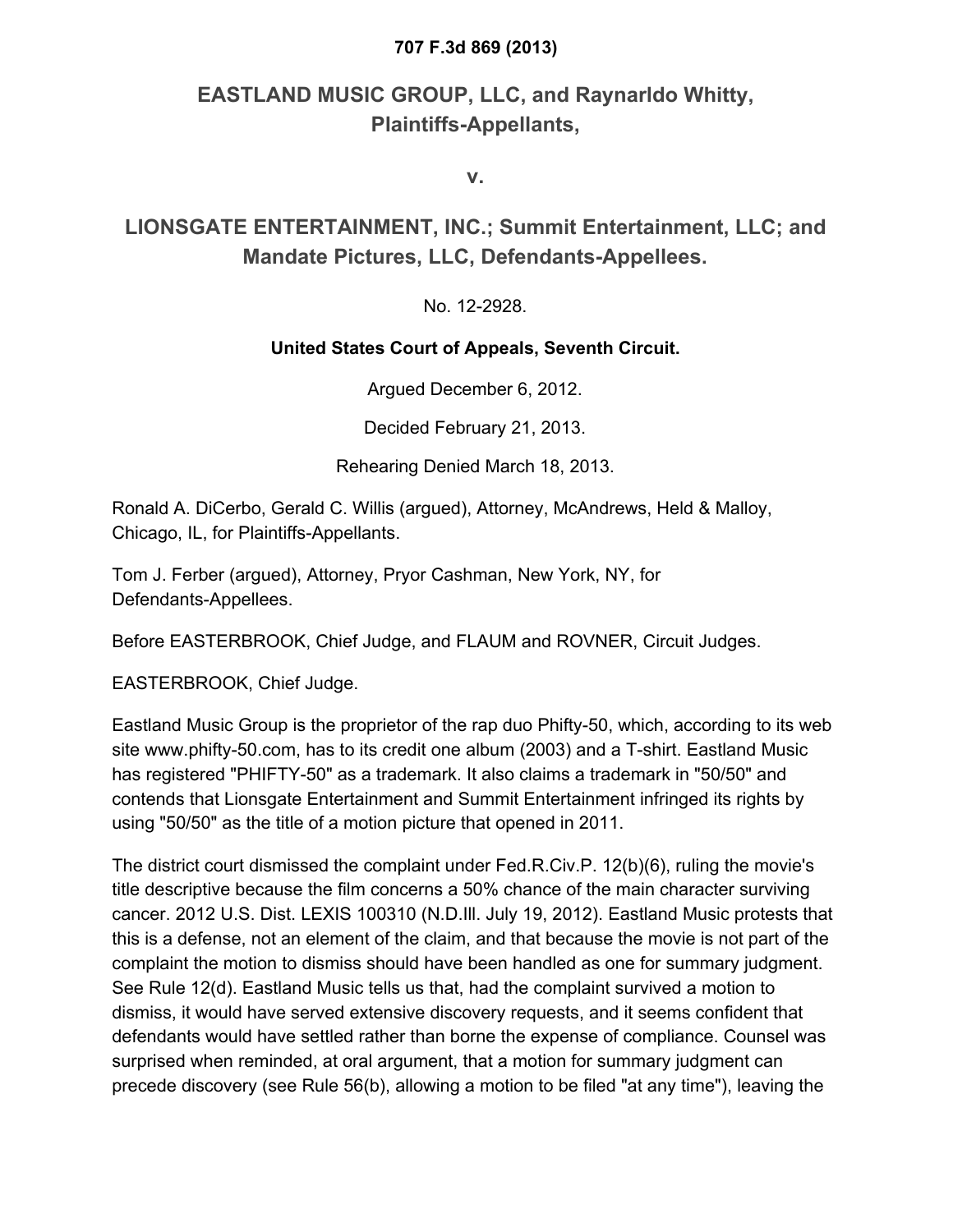**707 F.3d 869 (2013)**

# EASTLAND MUSIC GROUP, LLC, and Raynarldo Whitty, Plaintiffs-Appellants,

**v.**

# LIONSGATE ENTERTAINMENT, INC.; Summit Entertainment, LLC; and Mandate Pictures, LLC, Defendants-Appellees.

No. 12-2928.

**United States Court of Appeals, Seventh Circuit.**

Argued December 6, 2012.

Decided February 21, 2013.

Rehearing Denied March 18, 2013.

Ronald A. DiCerbo, Gerald C. Willis (argued), Attorney, McAndrews, Held & Malloy, Chicago, IL, for Plaintiffs-Appellants.

Tom J. Ferber (argued), Attorney, Pryor Cashman, New York, NY, for Defendants-Appellees.

Before EASTERBROOK, Chief Judge, and FLAUM and ROVNER, Circuit Judges.

EASTERBROOK, Chief Judge.

Eastland Music Group is the proprietor of the rap duo Phifty-50, which, according to its web site www.phifty-50.com, has to its credit one album (2003) and a T-shirt. Eastland Music has registered "PHIFTY-50" as a trademark. It also claims a trademark in "50/50" and contends that Lionsgate Entertainment and Summit Entertainment infringed its rights by using "50/50" as the title of a motion picture that opened in 2011.

The district court dismissed the complaint under Fed.R.Civ.P. 12(b)(6), ruling the movie's title descriptive because the film concerns a 50% chance of the main character surviving cancer. 2012 U.S. Dist. LEXIS 100310 (N.D.Ill. July 19, 2012). Eastland Music protests that this is a defense, not an element of the claim, and that because the movie is not part of the complaint the motion to dismiss should have been handled as one for summary judgment. See Rule 12(d). Eastland Music tells us that, had the complaint survived a motion to dismiss, it would have served extensive discovery requests, and it seems confident that defendants would have settled rather than borne the expense of compliance. Counsel was surprised when reminded, at oral argument, that a motion for summary judgment can precede discovery (see Rule 56(b), allowing a motion to be filed "at any time"), leaving the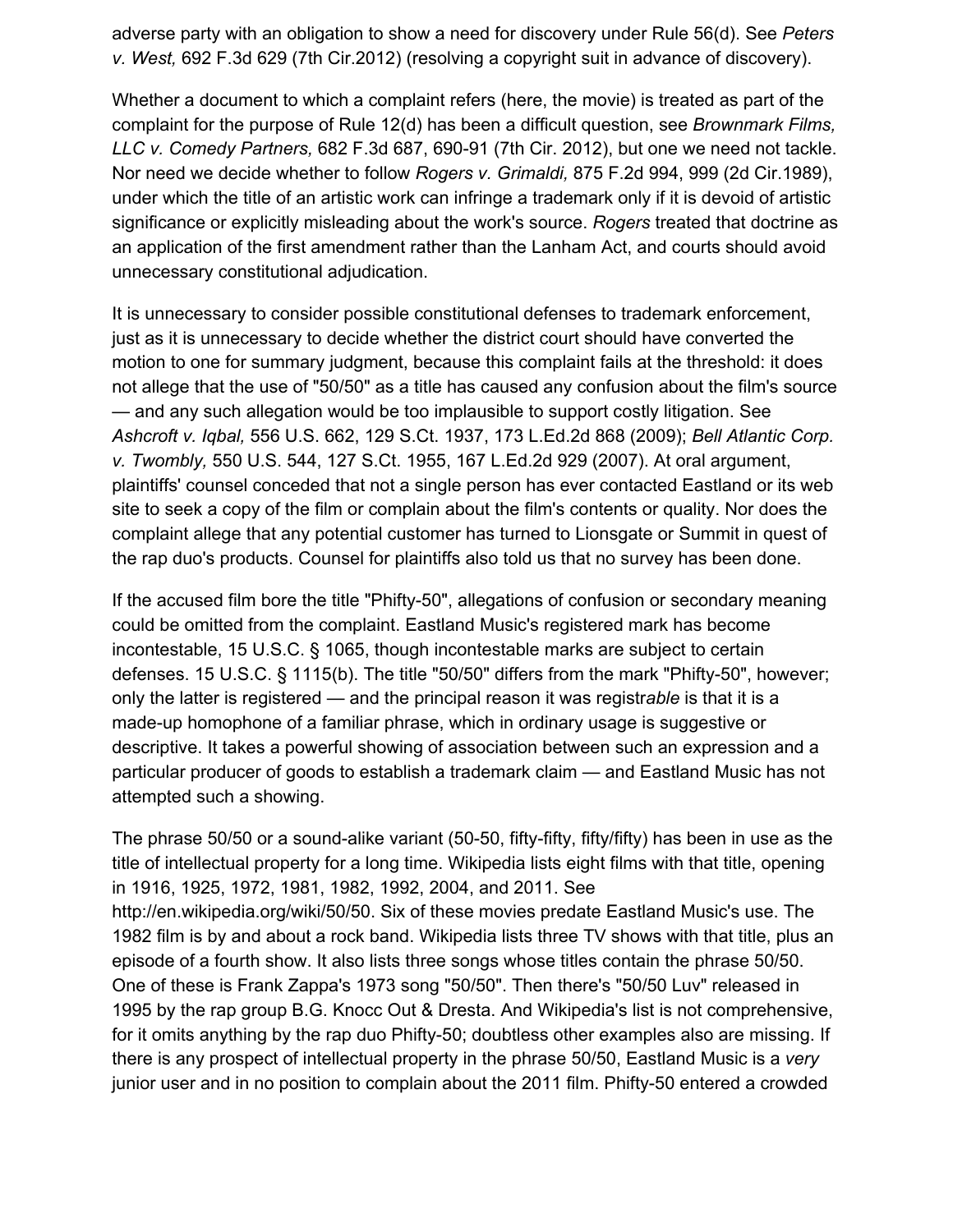adverse party with an obligation to show a need for discovery under Rule 56(d). See *Peters v. West,* 692 F.3d 629 (7th Cir.2012) (resolving a copyright suit in advance of discovery).

Whether a document to which a complaint refers (here, the movie) is treated as part of the complaint for the purpose of Rule 12(d) has been a difficult question, see *Brownmark Films, LLC v. Comedy Partners,* 682 F.3d 687, 690-91 (7th Cir. 2012), but one we need not tackle. Nor need we decide whether to follow *Rogers v. Grimaldi,* 875 F.2d 994, 999 (2d Cir.1989), under which the title of an artistic work can infringe a trademark only if it is devoid of artistic significance or explicitly misleading about the work's source. *Rogers* treated that doctrine as an application of the first amendment rather than the Lanham Act, and courts should avoid unnecessary constitutional adjudication.

It is unnecessary to consider possible constitutional defenses to trademark enforcement, just as it is unnecessary to decide whether the district court should have converted the motion to one for summary judgment, because this complaint fails at the threshold: it does not allege that the use of "50/50" as a title has caused any confusion about the film's source — and any such allegation would be too implausible to support costly litigation. See *Ashcroft v. Iqbal,* 556 U.S. 662, 129 S.Ct. 1937, 173 L.Ed.2d 868 (2009); *Bell Atlantic Corp. v. Twombly,* 550 U.S. 544, 127 S.Ct. 1955, 167 L.Ed.2d 929 (2007). At oral argument, plaintiffs' counsel conceded that not a single person has ever contacted Eastland or its web site to seek a copy of the film or complain about the film's contents or quality. Nor does the complaint allege that any potential customer has turned to Lionsgate or Summit in quest of the rap duo's products. Counsel for plaintiffs also told us that no survey has been done.

If the accused film bore the title "Phifty-50", allegations of confusion or secondary meaning could be omitted from the complaint. Eastland Music's registered mark has become incontestable, 15 U.S.C. § 1065, though incontestable marks are subject to certain defenses. 15 U.S.C. § 1115(b). The title "50/50" differs from the mark "Phifty-50", however; only the latter is registered — and the principal reason it was registr*able* is that it is a made-up homophone of a familiar phrase, which in ordinary usage is suggestive or descriptive. It takes a powerful showing of association between such an expression and a particular producer of goods to establish a trademark claim — and Eastland Music has not attempted such a showing.

The phrase 50/50 or a sound-alike variant (50-50, fifty-fifty, fifty/fifty) has been in use as the title of intellectual property for a long time. Wikipedia lists eight films with that title, opening in 1916, 1925, 1972, 1981, 1982, 1992, 2004, and 2011. See http://en.wikipedia.org/wiki/50/50. Six of these movies predate Eastland Music's use. The 1982 film is by and about a rock band. Wikipedia lists three TV shows with that title, plus an episode of a fourth show. It also lists three songs whose titles contain the phrase 50/50. One of these is Frank Zappa's 1973 song "50/50". Then there's "50/50 Luv" released in 1995 by the rap group B.G. Knocc Out & Dresta. And Wikipedia's list is not comprehensive, for it omits anything by the rap duo Phifty-50; doubtless other examples also are missing. If there is any prospect of intellectual property in the phrase 50/50, Eastland Music is a *very* junior user and in no position to complain about the 2011 film. Phifty-50 entered a crowded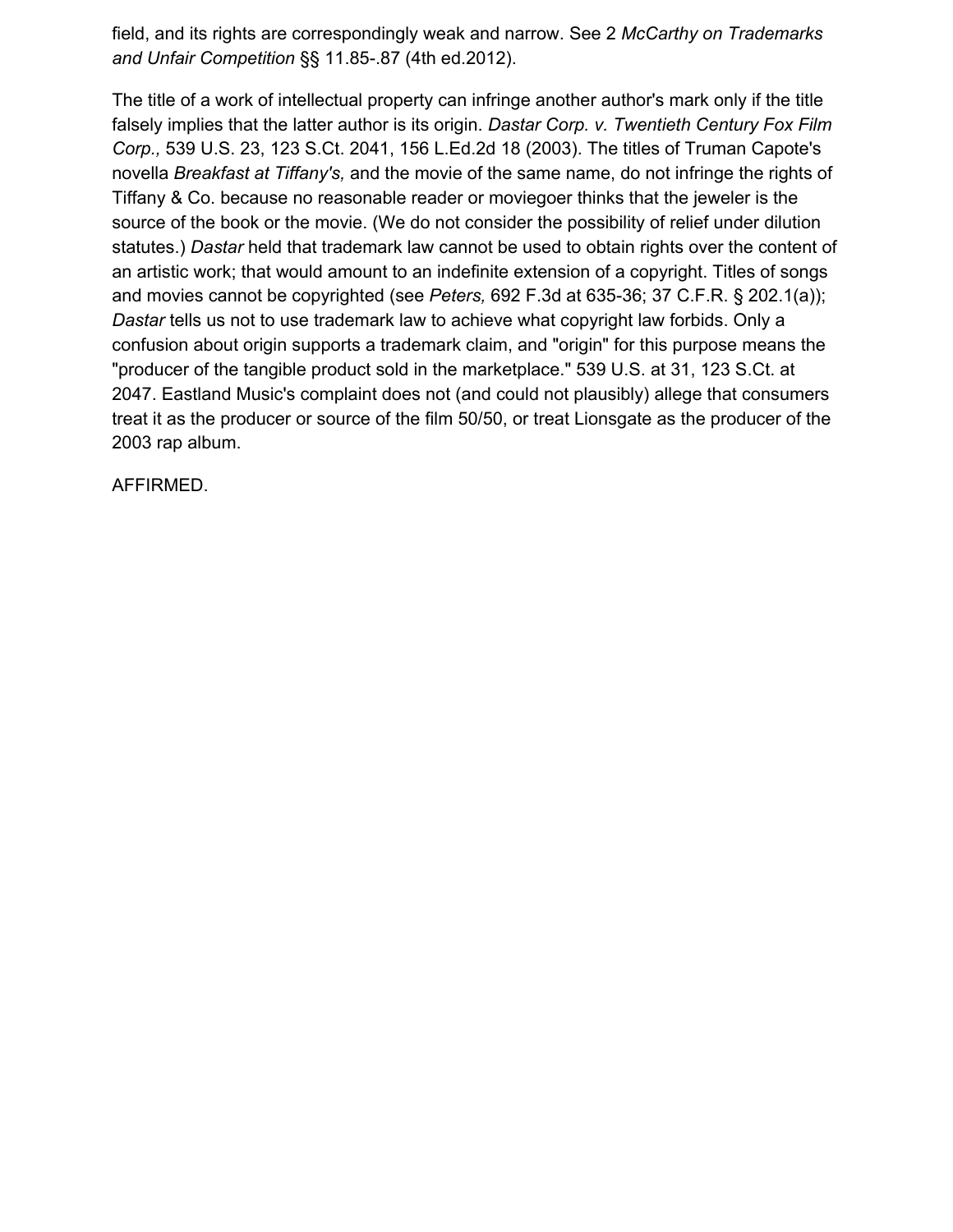field, and its rights are correspondingly weak and narrow. See 2 *McCarthy on Trademarks and Unfair Competition* §§ 11.85-.87 (4th ed.2012).

The title of a work of intellectual property can infringe another author's mark only if the title falsely implies that the latter author is its origin. *Dastar Corp. v. Twentieth Century Fox Film Corp.,* 539 U.S. 23, 123 S.Ct. 2041, 156 L.Ed.2d 18 (2003). The titles of Truman Capote's novella *Breakfast at Tiffany's,* and the movie of the same name, do not infringe the rights of Tiffany & Co. because no reasonable reader or moviegoer thinks that the jeweler is the source of the book or the movie. (We do not consider the possibility of relief under dilution statutes.) *Dastar* held that trademark law cannot be used to obtain rights over the content of an artistic work; that would amount to an indefinite extension of a copyright. Titles of songs and movies cannot be copyrighted (see *Peters,* 692 F.3d at 635-36; 37 C.F.R. § 202.1(a)); *Dastar* tells us not to use trademark law to achieve what copyright law forbids. Only a confusion about origin supports a trademark claim, and "origin" for this purpose means the "producer of the tangible product sold in the marketplace." 539 U.S. at 31, 123 S.Ct. at 2047. Eastland Music's complaint does not (and could not plausibly) allege that consumers treat it as the producer or source of the film 50/50, or treat Lionsgate as the producer of the 2003 rap album.

AFFIRMED.